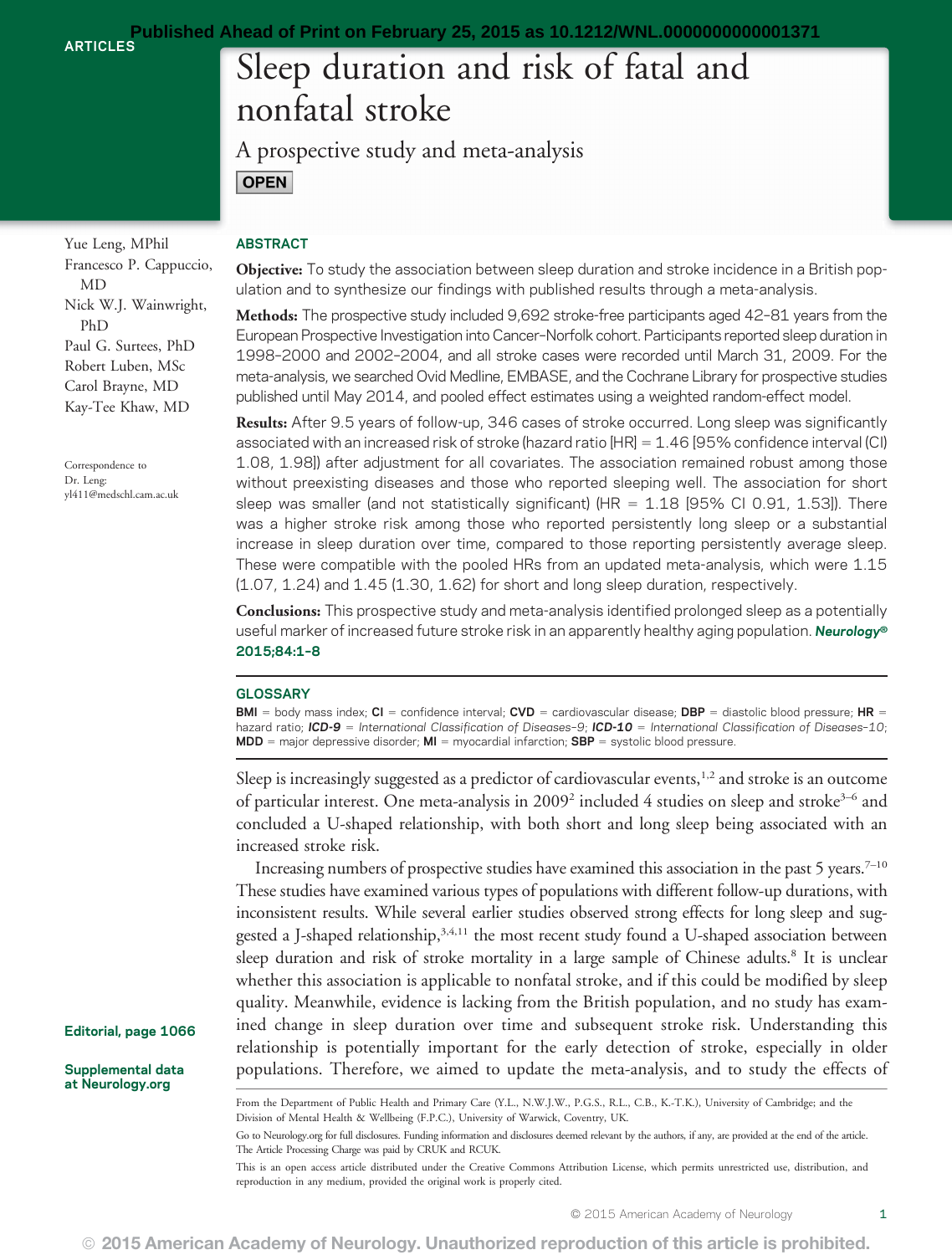# Sleep duration and risk of fatal and nonfatal stroke

## A prospective study and meta-analysis

OPEN

Yue Leng, MPhil
Francesco P. Cappuccio, MD
Nick W.J. Wainwright, PhD
Paul G. Surtees, PhD
Robert Luben, MSc
Carol Brayne, MD
Kay-Tee Khaw, MD

Correspondence to Dr. Leng: yl411@medschl.cam.ac.uk

## ABSTRACT

**Objective:** To study the association between sleep duration and stroke incidence in a British population and to synthesize our findings with published results through a meta-analysis.

**Methods:** The prospective study included 9,692 stroke-free participants aged 42–81 years from the European Prospective Investigation into Cancer–Norfolk cohort. Participants reported sleep duration in 1998–2000 and 2002–2004, and all stroke cases were recorded until March 31, 2009. For the meta-analysis, we searched Ovid Medline, EMBASE, and the Cochrane Library for prospective studies published until May 2014, and pooled effect estimates using a weighted random-effect model.

**Results:** After 9.5 years of follow-up, 346 cases of stroke occurred. Long sleep was significantly associated with an increased risk of stroke (hazard ratio [HR] = 1.46 [95% confidence interval (CI) 1.08, 1.98]) after adjustment for all covariates. The association remained robust among those without preexisting diseases and those who reported sleeping well. The association for short sleep was smaller (and not statistically significant) (HR = 1.18 [95% CI 0.91, 1.53]). There was a higher stroke risk among those who reported persistently long sleep or a substantial increase in sleep duration over time, compared to those reporting persistently average sleep. These were compatible with the pooled HRs from an updated meta-analysis, which were 1.15 (1.07, 1.24) and 1.45 (1.30, 1.62) for short and long sleep duration, respectively.

**Conclusions:** This prospective study and meta-analysis identified prolonged sleep as a potentially useful marker of increased future stroke risk in an apparently healthy aging population. *Neurology®* **2015;84:1–8**

## GLOSSARY

**BMI** = body mass index; **CI** = confidence interval; **CVD** = cardiovascular disease; **DBP** = diastolic blood pressure; **HR** = hazard ratio; ***ICD-9*** = *International Classification of Diseases–9*; ***ICD-10*** = *International Classification of Diseases–10*; **MDD** = major depressive disorder; **MI** = myocardial infarction; **SBP** = systolic blood pressure.

Sleep is increasingly suggested as a predictor of cardiovascular events,[1,2] and stroke is an outcome of particular interest. One meta-analysis in 2009[2] included 4 studies on sleep and stroke[3–6] and concluded a U-shaped relationship, with both short and long sleep being associated with an increased stroke risk.

Increasing numbers of prospective studies have examined this association in the past 5 years.[7–10] These studies have examined various types of populations with different follow-up durations, with inconsistent results. While several earlier studies observed strong effects for long sleep and suggested a J-shaped relationship,[3,4,11] the most recent study found a U-shaped association between sleep duration and risk of stroke mortality in a large sample of Chinese adults.[8] It is unclear whether this association is applicable to nonfatal stroke, and if this could be modified by sleep quality. Meanwhile, evidence is lacking from the British population, and no study has examined change in sleep duration over time and subsequent stroke risk. Understanding this relationship is potentially important for the early detection of stroke, especially in older populations. Therefore, we aimed to update the meta-analysis, and to study the effects of

Editorial, page 1066

Supplemental data at Neurology.org

From the Department of Public Health and Primary Care (Y.L., N.W.J.W., P.G.S., R.L., C.B., K.-T.K.), University of Cambridge; and the Division of Mental Health & Wellbeing (F.P.C.), University of Warwick, Coventry, UK.

Go to Neurology.org for full disclosures. Funding information and disclosures deemed relevant by the authors, if any, are provided at the end of the article. The Article Processing Charge was paid by CRUK and RCUK.

This is an open access article distributed under the Creative Commons Attribution License, which permits unrestricted use, distribution, and reproduction in any medium, provided the original work is properly cited.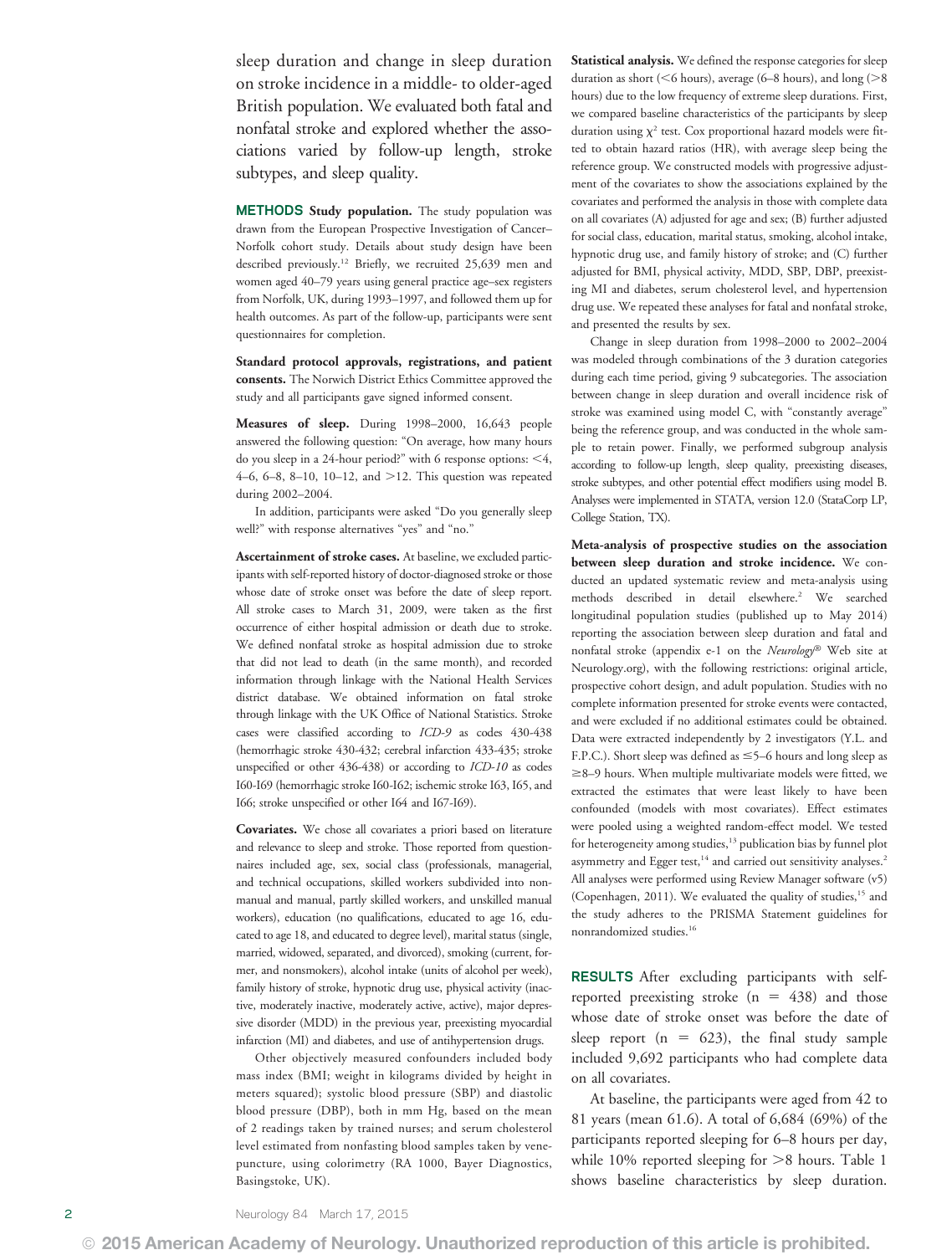sleep duration and change in sleep duration on stroke incidence in a middle- to older-aged British population. We evaluated both fatal and nonfatal stroke and explored whether the associations varied by follow-up length, stroke subtypes, and sleep quality.

## METHODS

**Study population.** The study population was drawn from the European Prospective Investigation of Cancer–Norfolk cohort study. Details about study design have been described previously.[12] Briefly, we recruited 25,639 men and women aged 40–79 years using general practice age–sex registers from Norfolk, UK, during 1993–1997, and followed them up for health outcomes. As part of the follow-up, participants were sent questionnaires for completion.

**Standard protocol approvals, registrations, and patient consents.** The Norwich District Ethics Committee approved the study and all participants gave signed informed consent.

**Measures of sleep.** During 1998–2000, 16,643 people answered the following question: "On average, how many hours do you sleep in a 24-hour period?" with 6 response options: <4, 4–6, 6–8, 8–10, 10–12, and >12. This question was repeated during 2002–2004.

In addition, participants were asked "Do you generally sleep well?" with response alternatives "yes" and "no."

**Ascertainment of stroke cases.** At baseline, we excluded participants with self-reported history of doctor-diagnosed stroke or those whose date of stroke onset was before the date of sleep report. All stroke cases to March 31, 2009, were taken as the first occurrence of either hospital admission or death due to stroke. We defined nonfatal stroke as hospital admission due to stroke that did not lead to death (in the same month), and recorded information through linkage with the National Health Services district database. We obtained information on fatal stroke through linkage with the UK Office of National Statistics. Stroke cases were classified according to *ICD-9* as codes 430-438 (hemorrhagic stroke 430-432; cerebral infarction 433-435; stroke unspecified or other 436-438) or according to *ICD-10* as codes I60-I69 (hemorrhagic stroke I60-I62; ischemic stroke I63, I65, and I66; stroke unspecified or other I64 and I67-I69).

**Covariates.** We chose all covariates a priori based on literature and relevance to sleep and stroke. Those reported from questionnaires included age, sex, social class (professionals, managerial, and technical occupations, skilled workers subdivided into nonmanual and manual, partly skilled workers, and unskilled manual workers), education (no qualifications, educated to age 16, educated to age 18, and educated to degree level), marital status (single, married, widowed, separated, and divorced), smoking (current, former, and nonsmokers), alcohol intake (units of alcohol per week), family history of stroke, hypnotic drug use, physical activity (inactive, moderately inactive, moderately active, active), major depressive disorder (MDD) in the previous year, preexisting myocardial infarction (MI) and diabetes, and use of antihypertension drugs.

Other objectively measured confounders included body mass index (BMI; weight in kilograms divided by height in meters squared); systolic blood pressure (SBP) and diastolic blood pressure (DBP), both in mm Hg, based on the mean of 2 readings taken by trained nurses; and serum cholesterol level estimated from nonfasting blood samples taken by venepuncture, using colorimetry (RA 1000, Bayer Diagnostics, Basingstoke, UK).

**Statistical analysis.** We defined the response categories for sleep duration as short (<6 hours), average (6–8 hours), and long (>8 hours) due to the low frequency of extreme sleep durations. First, we compared baseline characteristics of the participants by sleep duration using $\chi^2$ test. Cox proportional hazard models were fitted to obtain hazard ratios (HR), with average sleep being the reference group. We constructed models with progressive adjustment of the covariates to show the associations explained by the covariates and performed the analysis in those with complete data on all covariates (A) adjusted for age and sex; (B) further adjusted for social class, education, marital status, smoking, alcohol intake, hypnotic drug use, and family history of stroke; and (C) further adjusted for BMI, physical activity, MDD, SBP, DBP, preexisting MI and diabetes, serum cholesterol level, and hypertension drug use. We repeated these analyses for fatal and nonfatal stroke, and presented the results by sex.

Change in sleep duration from 1998–2000 to 2002–2004 was modeled through combinations of the 3 duration categories during each time period, giving 9 subcategories. The association between change in sleep duration and overall incidence risk of stroke was examined using model C, with "constantly average" being the reference group, and was conducted in the whole sample to retain power. Finally, we performed subgroup analysis according to follow-up length, sleep quality, preexisting diseases, stroke subtypes, and other potential effect modifiers using model B. Analyses were implemented in STATA, version 12.0 (StataCorp LP, College Station, TX).

**Meta-analysis of prospective studies on the association between sleep duration and stroke incidence.** We conducted an updated systematic review and meta-analysis using methods described in detail elsewhere.[2] We searched longitudinal population studies (published up to May 2014) reporting the association between sleep duration and fatal and nonfatal stroke (appendix e-1 on the *Neurology*® Web site at Neurology.org), with the following restrictions: original article, prospective cohort design, and adult population. Studies with no complete information presented for stroke events were contacted, and were excluded if no additional estimates could be obtained. Data were extracted independently by 2 investigators (Y.L. and F.P.C.). Short sleep was defined as ≤5–6 hours and long sleep as ≥8–9 hours. When multiple multivariate models were fitted, we extracted the estimates that were least likely to have been confounded (models with most covariates). Effect estimates were pooled using a weighted random-effect model. We tested for heterogeneity among studies,[13] publication bias by funnel plot asymmetry and Egger test,[14] and carried out sensitivity analyses.[2] All analyses were performed using Review Manager software (v5) (Copenhagen, 2011). We evaluated the quality of studies,[15] and the study adheres to the PRISMA Statement guidelines for nonrandomized studies.[16]

## RESULTS

After excluding participants with self-reported preexisting stroke (n = 438) and those whose date of stroke onset was before the date of sleep report (n = 623), the final study sample included 9,692 participants who had complete data on all covariates.

At baseline, the participants were aged from 42 to 81 years (mean 61.6). A total of 6,684 (69%) of the participants reported sleeping for 6–8 hours per day, while 10% reported sleeping for >8 hours. Table 1 shows baseline characteristics by sleep duration.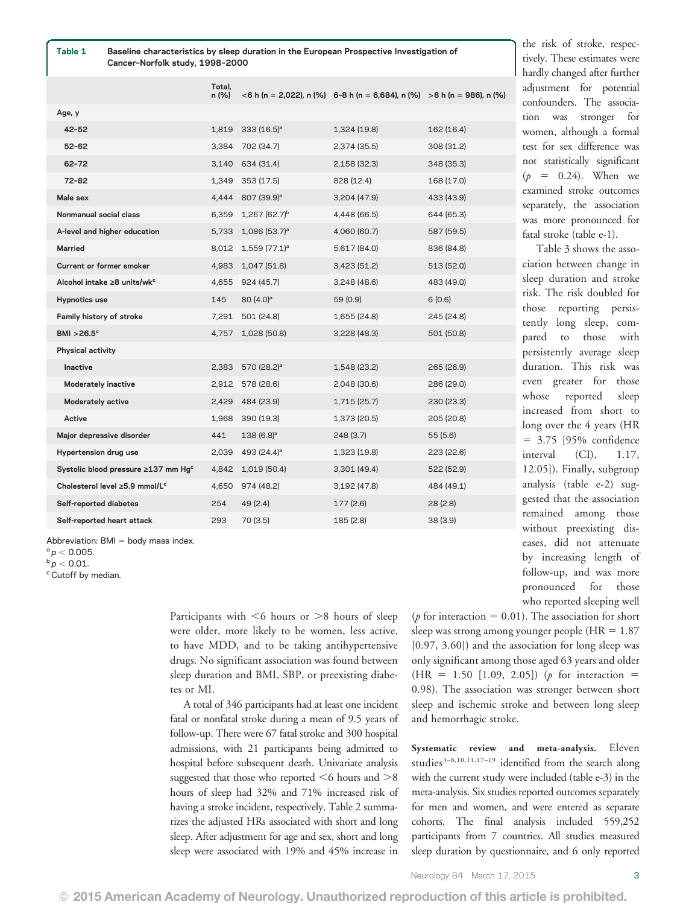**Table 1** Baseline characteristics by sleep duration in the European Prospective Investigation of Cancer-Norfolk study, 1998–2000

| | Total, n (%) | <6 h (n = 2,022), n (%) | 6–8 h (n = 6,684), n (%) | >8 h (n = 986), n (%) |
|---|---|---|---|---|
| Age, y | | | | |
| 42–52 | 1,819 | 333 (16.5)[a] | 1,324 (19.8) | 162 (16.4) |
| 52–62 | 3,384 | 702 (34.7) | 2,374 (35.5) | 308 (31.2) |
| 62–72 | 3,140 | 634 (31.4) | 2,158 (32.3) | 348 (35.3) |
| 72–82 | 1,349 | 353 (17.5) | 828 (12.4) | 168 (17.0) |
| Male sex | 4,444 | 807 (39.9)[a] | 3,204 (47.9) | 433 (43.9) |
| Nonmanual social class | 6,359 | 1,267 (62.7)[b] | 4,448 (66.5) | 644 (65.3) |
| A-level and higher education | 5,733 | 1,086 (53.7)[a] | 4,060 (60.7) | 587 (59.5) |
| Married | 8,012 | 1,559 (77.1)[a] | 5,617 (84.0) | 836 (84.8) |
| Current or former smoker | 4,983 | 1,047 (51.8) | 3,423 (51.2) | 513 (52.0) |
| Alcohol intake ≥8 units/wk[c] | 4,655 | 924 (45.7) | 3,248 (48.6) | 483 (49.0) |
| Hypnotics use | 145 | 80 (4.0)[a] | 59 (0.9) | 6 (0.6) |
| Family history of stroke | 7,291 | 501 (24.8) | 1,655 (24.8) | 245 (24.8) |
| BMI >26.5[c] | 4,757 | 1,028 (50.8) | 3,228 (48.3) | 501 (50.8) |
| Physical activity | | | | |
| Inactive | 2,383 | 570 (28.2)[a] | 1,548 (23.2) | 265 (26.9) |
| Moderately inactive | 2,912 | 578 (28.6) | 2,048 (30.6) | 286 (29.0) |
| Moderately active | 2,429 | 484 (23.9) | 1,715 (25.7) | 230 (23.3) |
| Active | 1,968 | 390 (19.3) | 1,373 (20.5) | 205 (20.8) |
| Major depressive disorder | 441 | 138 (6.8)[a] | 248 (3.7) | 55 (5.6) |
| Hypertension drug use | 2,039 | 493 (24.4)[a] | 1,323 (19.8) | 223 (22.6) |
| Systolic blood pressure ≥137 mm Hg[c] | 4,842 | 1,019 (50.4) | 3,301 (49.4) | 522 (52.9) |
| Cholesterol level ≥5.9 mmol/L[c] | 4,650 | 974 (48.2) | 3,192 (47.8) | 484 (49.1) |
| Self-reported diabetes | 254 | 49 (2.4) | 177 (2.6) | 28 (2.8) |
| Self-reported heart attack | 293 | 70 (3.5) | 185 (2.8) | 38 (3.9) |

Abbreviation: BMI = body mass index.
[a] $p < 0.005$.
[b] $p < 0.01$.
[c] Cutoff by median.

Participants with <6 hours or >8 hours of sleep were older, more likely to be women, less active, to have MDD, and to be taking antihypertensive drugs. No significant association was found between sleep duration and BMI, SBP, or preexisting diabetes or MI.

A total of 346 participants had at least one incident fatal or nonfatal stroke during a mean of 9.5 years of follow-up. There were 67 fatal stroke and 300 hospital admissions, with 21 participants being admitted to hospital before subsequent death. Univariate analysis suggested that those who reported <6 hours and >8 hours of sleep had 32% and 71% increased risk of having a stroke incident, respectively. Table 2 summarizes the adjusted HRs associated with short and long sleep. After adjustment for age and sex, short and long sleep were associated with 19% and 45% increase in the risk of stroke, respectively. These estimates were hardly changed after further adjustment for potential confounders. The association was stronger for women, although a formal test for sex difference was not statistically significant ($p = 0.24$). When we examined stroke outcomes separately, the association was more pronounced for fatal stroke (table e-1).

Table 3 shows the association between change in sleep duration and stroke risk. The risk doubled for those reporting persistently long sleep, compared to those with persistently average sleep duration. This risk was even greater for those whose reported sleep increased from short to long over the 4 years (HR = 3.75 [95% confidence interval (CI), 1.17, 12.05]). Finally, subgroup analysis (table e-2) suggested that the association remained among those without preexisting diseases, did not attenuate by increasing length of follow-up, and was more pronounced for those who reported sleeping well ($p$ for interaction = 0.01). The association for short sleep was strong among younger people (HR = 1.87 [0.97, 3.60]) and the association for long sleep was only significant among those aged 63 years and older (HR = 1.50 [1.09, 2.05]) ($p$ for interaction = 0.98). The association was stronger between short sleep and ischemic stroke and between long sleep and hemorrhagic stroke.

**Systematic review and meta-analysis.** Eleven studies[3–8,10,11,17–19] identified from the search along with the current study were included (table e-3) in the meta-analysis. Six studies reported outcomes separately for men and women, and were entered as separate cohorts. The final analysis included 559,252 participants from 7 countries. All studies measured sleep duration by questionnaire, and 6 only reported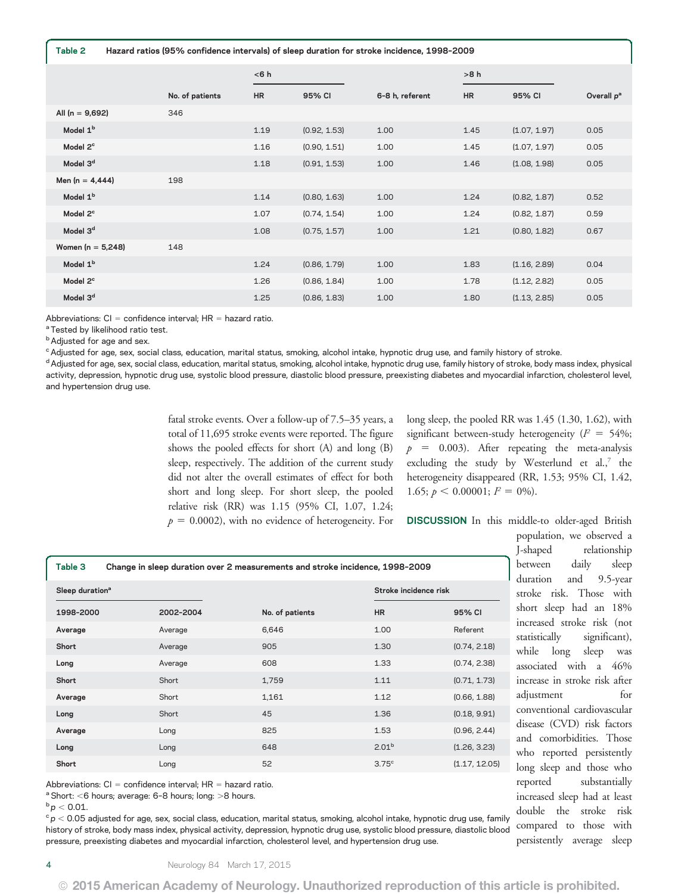**Table 2** Hazard ratios (95% confidence intervals) of sleep duration for stroke incidence, 1998–2009

| | No. of patients | <6 h | | 6–8 h, referent | >8 h | | Overall $p$[a] |
|---|---|---|---|---|---|---|---|
| | | HR | 95% CI | | HR | 95% CI | |
| All (n = 9,692) | 346 | | | | | | |
| Model 1[b] | | 1.19 | (0.92, 1.53) | 1.00 | 1.45 | (1.07, 1.97) | 0.05 |
| Model 2[c] | | 1.16 | (0.90, 1.51) | 1.00 | 1.45 | (1.07, 1.97) | 0.05 |
| Model 3[d] | | 1.18 | (0.91, 1.53) | 1.00 | 1.46 | (1.08, 1.98) | 0.05 |
| Men (n = 4,444) | 198 | | | | | | |
| Model 1[b] | | 1.14 | (0.80, 1.63) | 1.00 | 1.24 | (0.82, 1.87) | 0.52 |
| Model 2[c] | | 1.07 | (0.74, 1.54) | 1.00 | 1.24 | (0.82, 1.87) | 0.59 |
| Model 3[d] | | 1.08 | (0.75, 1.57) | 1.00 | 1.21 | (0.80, 1.82) | 0.67 |
| Women (n = 5,248) | 148 | | | | | | |
| Model 1[b] | | 1.24 | (0.86, 1.79) | 1.00 | 1.83 | (1.16, 2.89) | 0.04 |
| Model 2[c] | | 1.26 | (0.86, 1.84) | 1.00 | 1.78 | (1.12, 2.82) | 0.05 |
| Model 3[d] | | 1.25 | (0.86, 1.83) | 1.00 | 1.80 | (1.13, 2.85) | 0.05 |

Abbreviations: CI = confidence interval; HR = hazard ratio.
[a] Tested by likelihood ratio test.
[b] Adjusted for age and sex.
[c] Adjusted for age, sex, social class, education, marital status, smoking, alcohol intake, hypnotic drug use, and family history of stroke.
[d] Adjusted for age, sex, social class, education, marital status, smoking, alcohol intake, hypnotic drug use, family history of stroke, body mass index, physical activity, depression, hypnotic drug use, systolic blood pressure, diastolic blood pressure, preexisting diabetes and myocardial infarction, cholesterol level, and hypertension drug use.

fatal stroke events. Over a follow-up of 7.5–35 years, a total of 11,695 stroke events were reported. The figure shows the pooled effects for short (A) and long (B) sleep, respectively. The addition of the current study did not alter the overall estimates of effect for both short and long sleep. For short sleep, the pooled relative risk (RR) was 1.15 (95% CI, 1.07, 1.24; $p = 0.0002$), with no evidence of heterogeneity. For long sleep, the pooled RR was 1.45 (1.30, 1.62), with significant between-study heterogeneity ($I^2 = 54\%$; $p = 0.003$). After repeating the meta-analysis excluding the study by Westerlund et al.,[7] the heterogeneity disappeared (RR, 1.53; 95% CI, 1.42, 1.65; $p < 0.00001$; $I^2 = 0\%$).

**Table 3** Change in sleep duration over 2 measurements and stroke incidence, 1998–2009

| Sleep duration[a] | | | Stroke incidence risk | |
|---|---|---|---|---|
| 1998–2000 | 2002–2004 | No. of patients | HR | 95% CI |
| Average | Average | 6,646 | 1.00 | Referent |
| Short | Average | 905 | 1.30 | (0.74, 2.18) |
| Long | Average | 608 | 1.33 | (0.74, 2.38) |
| Short | Short | 1,759 | 1.11 | (0.71, 1.73) |
| Average | Short | 1,161 | 1.12 | (0.66, 1.88) |
| Long | Short | 45 | 1.36 | (0.18, 9.91) |
| Average | Long | 825 | 1.53 | (0.96, 2.44) |
| Long | Long | 648 | 2.01[b] | (1.26, 3.23) |
| Short | Long | 52 | 3.75[c] | (1.17, 12.05) |

Abbreviations: CI = confidence interval; HR = hazard ratio.
[a] Short: <6 hours; average: 6–8 hours; long: >8 hours.
[b] $p < 0.01$.
[c] $p < 0.05$ adjusted for age, sex, social class, education, marital status, smoking, alcohol intake, hypnotic drug use, family history of stroke, body mass index, physical activity, depression, hypnotic drug use, systolic blood pressure, diastolic blood pressure, preexisting diabetes and myocardial infarction, cholesterol level, and hypertension drug use.

**DISCUSSION** In this middle-to older-aged British population, we observed a J-shaped relationship between daily sleep duration and 9.5-year stroke risk. Those with short sleep had an 18% increased stroke risk (not statistically significant), while long sleep was associated with a 46% increase in stroke risk after adjustment for conventional cardiovascular disease (CVD) risk factors and comorbidities. Those who reported persistently long sleep and those who reported substantially increased sleep had at least double the stroke risk compared to those with persistently average sleep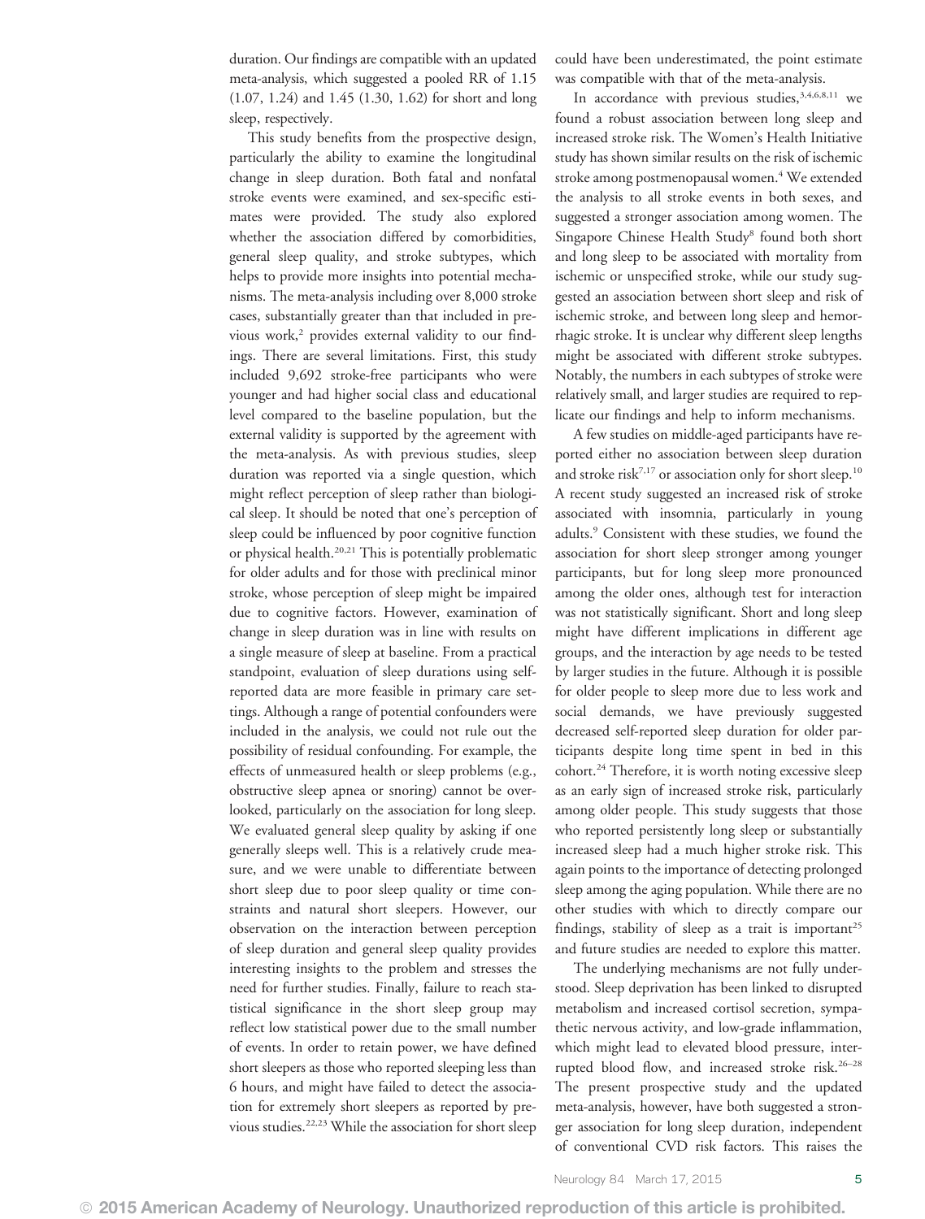duration. Our findings are compatible with an updated meta-analysis, which suggested a pooled RR of 1.15 (1.07, 1.24) and 1.45 (1.30, 1.62) for short and long sleep, respectively.

This study benefits from the prospective design, particularly the ability to examine the longitudinal change in sleep duration. Both fatal and nonfatal stroke events were examined, and sex-specific estimates were provided. The study also explored whether the association differed by comorbidities, general sleep quality, and stroke subtypes, which helps to provide more insights into potential mechanisms. The meta-analysis including over 8,000 stroke cases, substantially greater than that included in previous work,[2] provides external validity to our findings. There are several limitations. First, this study included 9,692 stroke-free participants who were younger and had higher social class and educational level compared to the baseline population, but the external validity is supported by the agreement with the meta-analysis. As with previous studies, sleep duration was reported via a single question, which might reflect perception of sleep rather than biological sleep. It should be noted that one's perception of sleep could be influenced by poor cognitive function or physical health.[20,21] This is potentially problematic for older adults and for those with preclinical minor stroke, whose perception of sleep might be impaired due to cognitive factors. However, examination of change in sleep duration was in line with results on a single measure of sleep at baseline. From a practical standpoint, evaluation of sleep durations using self-reported data are more feasible in primary care settings. Although a range of potential confounders were included in the analysis, we could not rule out the possibility of residual confounding. For example, the effects of unmeasured health or sleep problems (e.g., obstructive sleep apnea or snoring) cannot be overlooked, particularly on the association for long sleep. We evaluated general sleep quality by asking if one generally sleeps well. This is a relatively crude measure, and we were unable to differentiate between short sleep due to poor sleep quality or time constraints and natural short sleepers. However, our observation on the interaction between perception of sleep duration and general sleep quality provides interesting insights to the problem and stresses the need for further studies. Finally, failure to reach statistical significance in the short sleep group may reflect low statistical power due to the small number of events. In order to retain power, we have defined short sleepers as those who reported sleeping less than 6 hours, and might have failed to detect the association for extremely short sleepers as reported by previous studies.[22,23] While the association for short sleep could have been underestimated, the point estimate was compatible with that of the meta-analysis.

In accordance with previous studies,[3,4,6,8,11] we found a robust association between long sleep and increased stroke risk. The Women's Health Initiative study has shown similar results on the risk of ischemic stroke among postmenopausal women.[4] We extended the analysis to all stroke events in both sexes, and suggested a stronger association among women. The Singapore Chinese Health Study[8] found both short and long sleep to be associated with mortality from ischemic or unspecified stroke, while our study suggested an association between short sleep and risk of ischemic stroke, and between long sleep and hemorrhagic stroke. It is unclear why different sleep lengths might be associated with different stroke subtypes. Notably, the numbers in each subtypes of stroke were relatively small, and larger studies are required to replicate our findings and help to inform mechanisms.

A few studies on middle-aged participants have reported either no association between sleep duration and stroke risk[7,17] or association only for short sleep.[10] A recent study suggested an increased risk of stroke associated with insomnia, particularly in young adults.[9] Consistent with these studies, we found the association for short sleep stronger among younger participants, but for long sleep more pronounced among the older ones, although test for interaction was not statistically significant. Short and long sleep might have different implications in different age groups, and the interaction by age needs to be tested by larger studies in the future. Although it is possible for older people to sleep more due to less work and social demands, we have previously suggested decreased self-reported sleep duration for older participants despite long time spent in bed in this cohort.[24] Therefore, it is worth noting excessive sleep as an early sign of increased stroke risk, particularly among older people. This study suggests that those who reported persistently long sleep or substantially increased sleep had a much higher stroke risk. This again points to the importance of detecting prolonged sleep among the aging population. While there are no other studies with which to directly compare our findings, stability of sleep as a trait is important[25] and future studies are needed to explore this matter.

The underlying mechanisms are not fully understood. Sleep deprivation has been linked to disrupted metabolism and increased cortisol secretion, sympathetic nervous activity, and low-grade inflammation, which might lead to elevated blood pressure, interrupted blood flow, and increased stroke risk.[26–28] The present prospective study and the updated meta-analysis, however, have both suggested a stronger association for long sleep duration, independent of conventional CVD risk factors. This raises the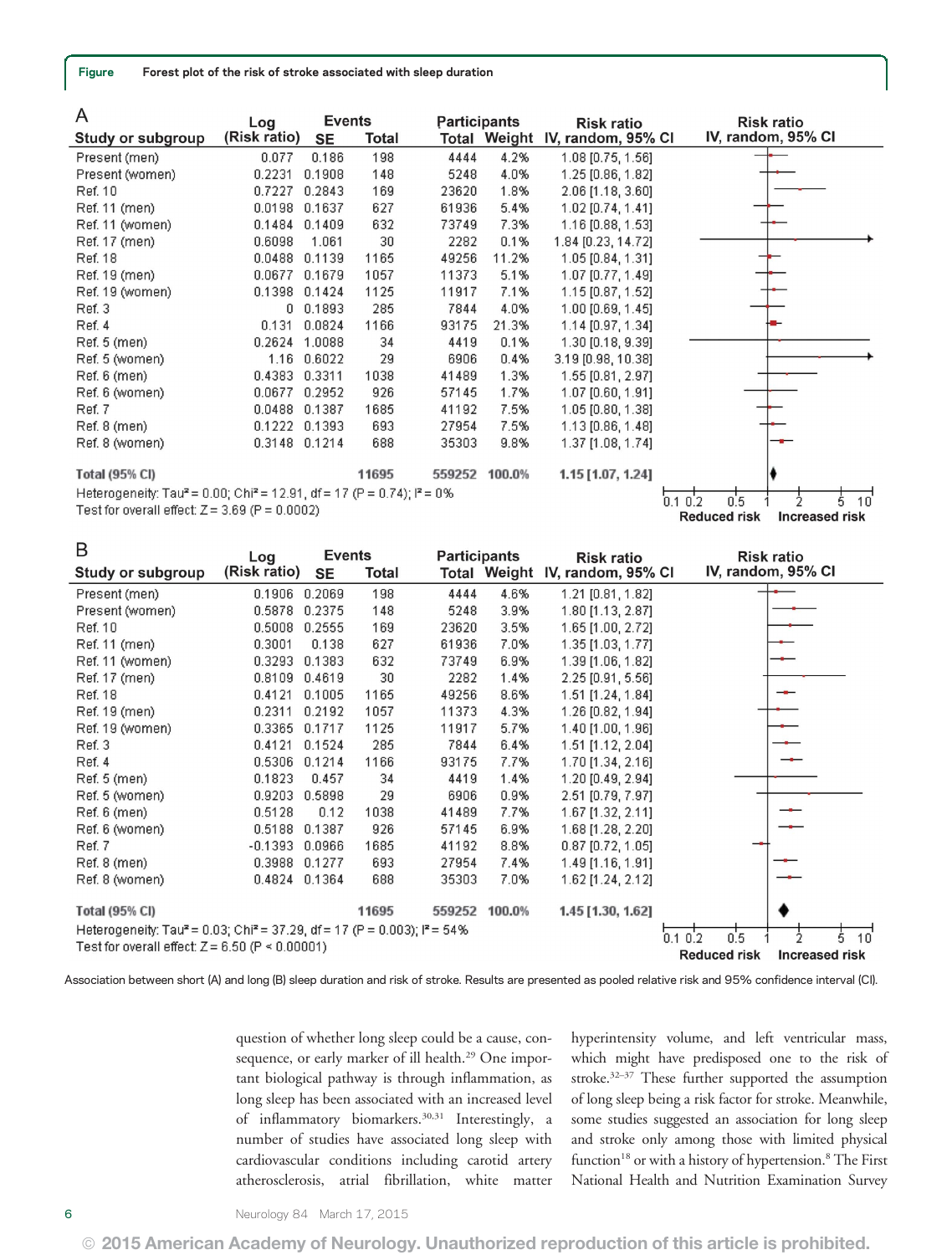**Figure** Forest plot of the risk of stroke associated with sleep duration

A

| Study or subgroup | Log (Risk ratio) | SE | Events Total | Participants Total | Weight | Risk ratio IV, random, 95% CI |
|---|---|---|---|---|---|---|
| Present (men) | 0.077 | 0.186 | 198 | 4444 | 4.2% | 1.08 [0.75, 1.56] |
| Present (women) | 0.2231 | 0.1908 | 148 | 5248 | 4.0% | 1.25 [0.86, 1.82] |
| Ref. 10 | 0.7227 | 0.2843 | 169 | 23620 | 1.8% | 2.06 [1.18, 3.60] |
| Ref. 11 (men) | 0.0198 | 0.1637 | 627 | 61936 | 5.4% | 1.02 [0.74, 1.41] |
| Ref. 11 (women) | 0.1484 | 0.1409 | 632 | 73749 | 7.3% | 1.16 [0.88, 1.53] |
| Ref. 17 (men) | 0.6098 | 1.061 | 30 | 2282 | 0.1% | 1.84 [0.23, 14.72] |
| Ref. 18 | 0.0488 | 0.1139 | 1165 | 49256 | 11.2% | 1.05 [0.84, 1.31] |
| Ref. 19 (men) | 0.0677 | 0.1679 | 1057 | 11373 | 5.1% | 1.07 [0.77, 1.49] |
| Ref. 19 (women) | 0.1398 | 0.1424 | 1125 | 11917 | 7.1% | 1.15 [0.87, 1.52] |
| Ref. 3 | 0 | 0.1893 | 285 | 7844 | 4.0% | 1.00 [0.69, 1.45] |
| Ref. 4 | 0.131 | 0.0824 | 1166 | 93175 | 21.3% | 1.14 [0.97, 1.34] |
| Ref. 5 (men) | 0.2624 | 1.0088 | 34 | 4419 | 0.1% | 1.30 [0.18, 9.39] |
| Ref. 5 (women) | 1.16 | 0.6022 | 29 | 6906 | 0.4% | 3.19 [0.98, 10.38] |
| Ref. 6 (men) | 0.4383 | 0.3311 | 1038 | 41489 | 1.3% | 1.55 [0.81, 2.97] |
| Ref. 6 (women) | 0.0677 | 0.2952 | 926 | 57145 | 1.7% | 1.07 [0.60, 1.91] |
| Ref. 7 | 0.0488 | 0.1387 | 1685 | 41192 | 7.5% | 1.05 [0.80, 1.38] |
| Ref. 8 (men) | 0.1222 | 0.1393 | 693 | 27954 | 7.5% | 1.13 [0.86, 1.48] |
| Ref. 8 (women) | 0.3148 | 0.1214 | 688 | 35303 | 9.8% | 1.37 [1.08, 1.74] |
| **Total (95% CI)** | | | **11695** | **559252** | **100.0%** | **1.15 [1.07, 1.24]** |

Heterogeneity: Tau² = 0.00; Chi² = 12.91, df = 17 (P = 0.74); I² = 0%
Test for overall effect: Z = 3.69 (P = 0.0002)

B

| Study or subgroup | Log (Risk ratio) | SE | Events Total | Participants Total | Weight | Risk ratio IV, random, 95% CI |
|---|---|---|---|---|---|---|
| Present (men) | 0.1906 | 0.2069 | 198 | 4444 | 4.6% | 1.21 [0.81, 1.82] |
| Present (women) | 0.5878 | 0.2375 | 148 | 5248 | 3.9% | 1.80 [1.13, 2.87] |
| Ref. 10 | 0.5008 | 0.2555 | 169 | 23620 | 3.5% | 1.65 [1.00, 2.72] |
| Ref. 11 (men) | 0.3001 | 0.138 | 627 | 61936 | 7.0% | 1.35 [1.03, 1.77] |
| Ref. 11 (women) | 0.3293 | 0.1383 | 632 | 73749 | 6.9% | 1.39 [1.06, 1.82] |
| Ref. 17 (men) | 0.8109 | 0.4619 | 30 | 2282 | 1.4% | 2.25 [0.91, 5.56] |
| Ref. 18 | 0.4121 | 0.1005 | 1165 | 49256 | 8.6% | 1.51 [1.24, 1.84] |
| Ref. 19 (men) | 0.2311 | 0.2192 | 1057 | 11373 | 4.3% | 1.26 [0.82, 1.94] |
| Ref. 19 (women) | 0.3365 | 0.1717 | 1125 | 11917 | 5.7% | 1.40 [1.00, 1.96] |
| Ref. 3 | 0.4121 | 0.1524 | 285 | 7844 | 6.4% | 1.51 [1.12, 2.04] |
| Ref. 4 | 0.5306 | 0.1214 | 1166 | 93175 | 7.7% | 1.70 [1.34, 2.16] |
| Ref. 5 (men) | 0.1823 | 0.457 | 34 | 4419 | 1.4% | 1.20 [0.49, 2.94] |
| Ref. 5 (women) | 0.9203 | 0.5898 | 29 | 6906 | 0.9% | 2.51 [0.79, 7.97] |
| Ref. 6 (men) | 0.5128 | 0.12 | 1038 | 41489 | 7.7% | 1.67 [1.32, 2.11] |
| Ref. 6 (women) | 0.5188 | 0.1387 | 926 | 57145 | 6.9% | 1.68 [1.28, 2.20] |
| Ref. 7 | -0.1393 | 0.0966 | 1685 | 41192 | 8.8% | 0.87 [0.72, 1.05] |
| Ref. 8 (men) | 0.3988 | 0.1277 | 693 | 27954 | 7.4% | 1.49 [1.16, 1.91] |
| Ref. 8 (women) | 0.4824 | 0.1364 | 688 | 35303 | 7.0% | 1.62 [1.24, 2.12] |
| **Total (95% CI)** | | | **11695** | **559252** | **100.0%** | **1.45 [1.30, 1.62]** |

Heterogeneity: Tau² = 0.03; Chi² = 37.29, df = 17 (P = 0.003); I² = 54%
Test for overall effect: Z = 6.50 (P < 0.00001)

Association between short (A) and long (B) sleep duration and risk of stroke. Results are presented as pooled relative risk and 95% confidence interval (CI).

question of whether long sleep could be a cause, consequence, or early marker of ill health.[29] One important biological pathway is through inflammation, as long sleep has been associated with an increased level of inflammatory biomarkers.[30,31] Interestingly, a number of studies have associated long sleep with cardiovascular conditions including carotid artery atherosclerosis, atrial fibrillation, white matter hyperintensity volume, and left ventricular mass, which might have predisposed one to the risk of stroke.[32–37] These further supported the assumption of long sleep being a risk factor for stroke. Meanwhile, some studies suggested an association for long sleep and stroke only among those with limited physical function[18] or with a history of hypertension.[8] The First National Health and Nutrition Examination Survey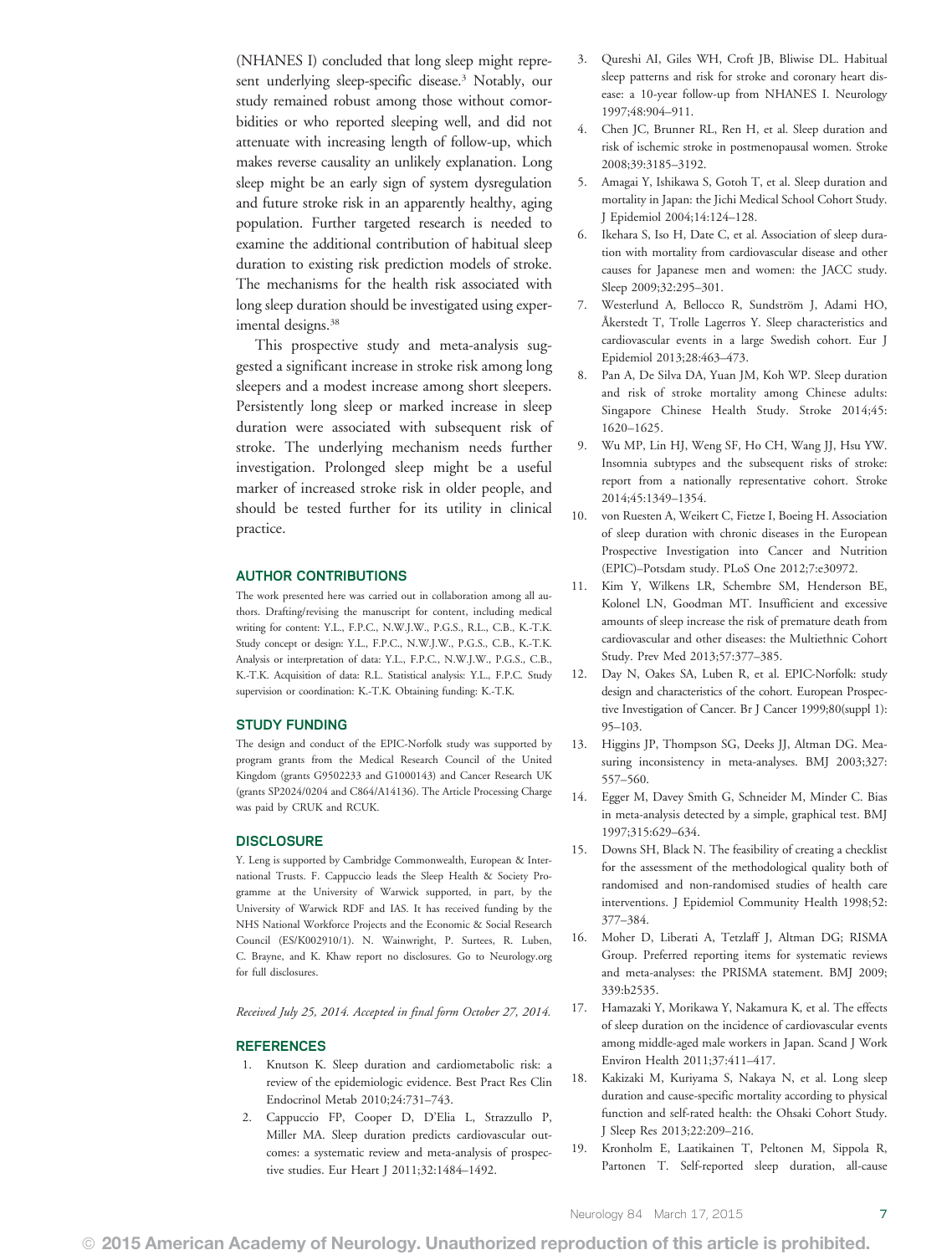(NHANES I) concluded that long sleep might represent underlying sleep-specific disease.[3] Notably, our study remained robust among those without comorbidities or who reported sleeping well, and did not attenuate with increasing length of follow-up, which makes reverse causality an unlikely explanation. Long sleep might be an early sign of system dysregulation and future stroke risk in an apparently healthy, aging population. Further targeted research is needed to examine the additional contribution of habitual sleep duration to existing risk prediction models of stroke. The mechanisms for the health risk associated with long sleep duration should be investigated using experimental designs.[38]

This prospective study and meta-analysis suggested a significant increase in stroke risk among long sleepers and a modest increase among short sleepers. Persistently long sleep or marked increase in sleep duration were associated with subsequent risk of stroke. The underlying mechanism needs further investigation. Prolonged sleep might be a useful marker of increased stroke risk in older people, and should be tested further for its utility in clinical practice.

### AUTHOR CONTRIBUTIONS

The work presented here was carried out in collaboration among all authors. Drafting/revising the manuscript for content, including medical writing for content: Y.L., F.P.C., N.W.J.W., P.G.S., R.L., C.B., K.-T.K. Study concept or design: Y.L., F.P.C., N.W.J.W., P.G.S., C.B., K.-T.K. Analysis or interpretation of data: Y.L., F.P.C., N.W.J.W., P.G.S., C.B., K.-T.K. Acquisition of data: R.L. Statistical analysis: Y.L., F.P.C. Study supervision or coordination: K.-T.K. Obtaining funding: K.-T.K.

### STUDY FUNDING

The design and conduct of the EPIC-Norfolk study was supported by program grants from the Medical Research Council of the United Kingdom (grants G9502233 and G1000143) and Cancer Research UK (grants SP2024/0204 and C864/A14136). The Article Processing Charge was paid by CRUK and RCUK.

### DISCLOSURE

Y. Leng is supported by Cambridge Commonwealth, European & International Trusts. F. Cappuccio leads the Sleep Health & Society Programme at the University of Warwick supported, in part, by the University of Warwick RDF and IAS. It has received funding by the NHS National Workforce Projects and the Economic & Social Research Council (ES/K002910/1). N. Wainwright, P. Surtees, R. Luben, C. Brayne, and K. Khaw report no disclosures. Go to Neurology.org for full disclosures.

*Received July 25, 2014. Accepted in final form October 27, 2014.*

### REFERENCES

1. Knutson K. Sleep duration and cardiometabolic risk: a review of the epidemiologic evidence. Best Pract Res Clin Endocrinol Metab 2010;24:731–743.
2. Cappuccio FP, Cooper D, D'Elia L, Strazzullo P, Miller MA. Sleep duration predicts cardiovascular outcomes: a systematic review and meta-analysis of prospective studies. Eur Heart J 2011;32:1484–1492.
3. Qureshi AI, Giles WH, Croft JB, Bliwise DL. Habitual sleep patterns and risk for stroke and coronary heart disease: a 10-year follow-up from NHANES I. Neurology 1997;48:904–911.
4. Chen JC, Brunner RL, Ren H, et al. Sleep duration and risk of ischemic stroke in postmenopausal women. Stroke 2008;39:3185–3192.
5. Amagai Y, Ishikawa S, Gotoh T, et al. Sleep duration and mortality in Japan: the Jichi Medical School Cohort Study. J Epidemiol 2004;14:124–128.
6. Ikehara S, Iso H, Date C, et al. Association of sleep duration with mortality from cardiovascular disease and other causes for Japanese men and women: the JACC study. Sleep 2009;32:295–301.
7. Westerlund A, Bellocco R, Sundström J, Adami HO, Åkerstedt T, Trolle Lagerros Y. Sleep characteristics and cardiovascular events in a large Swedish cohort. Eur J Epidemiol 2013;28:463–473.
8. Pan A, De Silva DA, Yuan JM, Koh WP. Sleep duration and risk of stroke mortality among Chinese adults: Singapore Chinese Health Study. Stroke 2014;45:1620–1625.
9. Wu MP, Lin HJ, Weng SF, Ho CH, Wang JJ, Hsu YW. Insomnia subtypes and the subsequent risks of stroke: report from a nationally representative cohort. Stroke 2014;45:1349–1354.
10. von Ruesten A, Weikert C, Fietze I, Boeing H. Association of sleep duration with chronic diseases in the European Prospective Investigation into Cancer and Nutrition (EPIC)–Potsdam study. PLoS One 2012;7:e30972.
11. Kim Y, Wilkens LR, Schembre SM, Henderson BE, Kolonel LN, Goodman MT. Insufficient and excessive amounts of sleep increase the risk of premature death from cardiovascular and other diseases: the Multiethnic Cohort Study. Prev Med 2013;57:377–385.
12. Day N, Oakes SA, Luben R, et al. EPIC-Norfolk: study design and characteristics of the cohort. European Prospective Investigation of Cancer. Br J Cancer 1999;80(suppl 1):95–103.
13. Higgins JP, Thompson SG, Deeks JJ, Altman DG. Measuring inconsistency in meta-analyses. BMJ 2003;327:557–560.
14. Egger M, Davey Smith G, Schneider M, Minder C. Bias in meta-analysis detected by a simple, graphical test. BMJ 1997;315:629–634.
15. Downs SH, Black N. The feasibility of creating a checklist for the assessment of the methodological quality both of randomised and non-randomised studies of health care interventions. J Epidemiol Community Health 1998;52:377–384.
16. Moher D, Liberati A, Tetzlaff J, Altman DG; PRISMA Group. Preferred reporting items for systematic reviews and meta-analyses: the PRISMA statement. BMJ 2009;339:b2535.
17. Hamazaki Y, Morikawa Y, Nakamura K, et al. The effects of sleep duration on the incidence of cardiovascular events among middle-aged male workers in Japan. Scand J Work Environ Health 2011;37:411–417.
18. Kakizaki M, Kuriyama S, Nakaya N, et al. Long sleep duration and cause-specific mortality according to physical function and self-rated health: the Ohsaki Cohort Study. J Sleep Res 2013;22:209–216.
19. Kronholm E, Laatikainen T, Peltonen M, Sippola R, Partonen T. Self-reported sleep duration, all-cause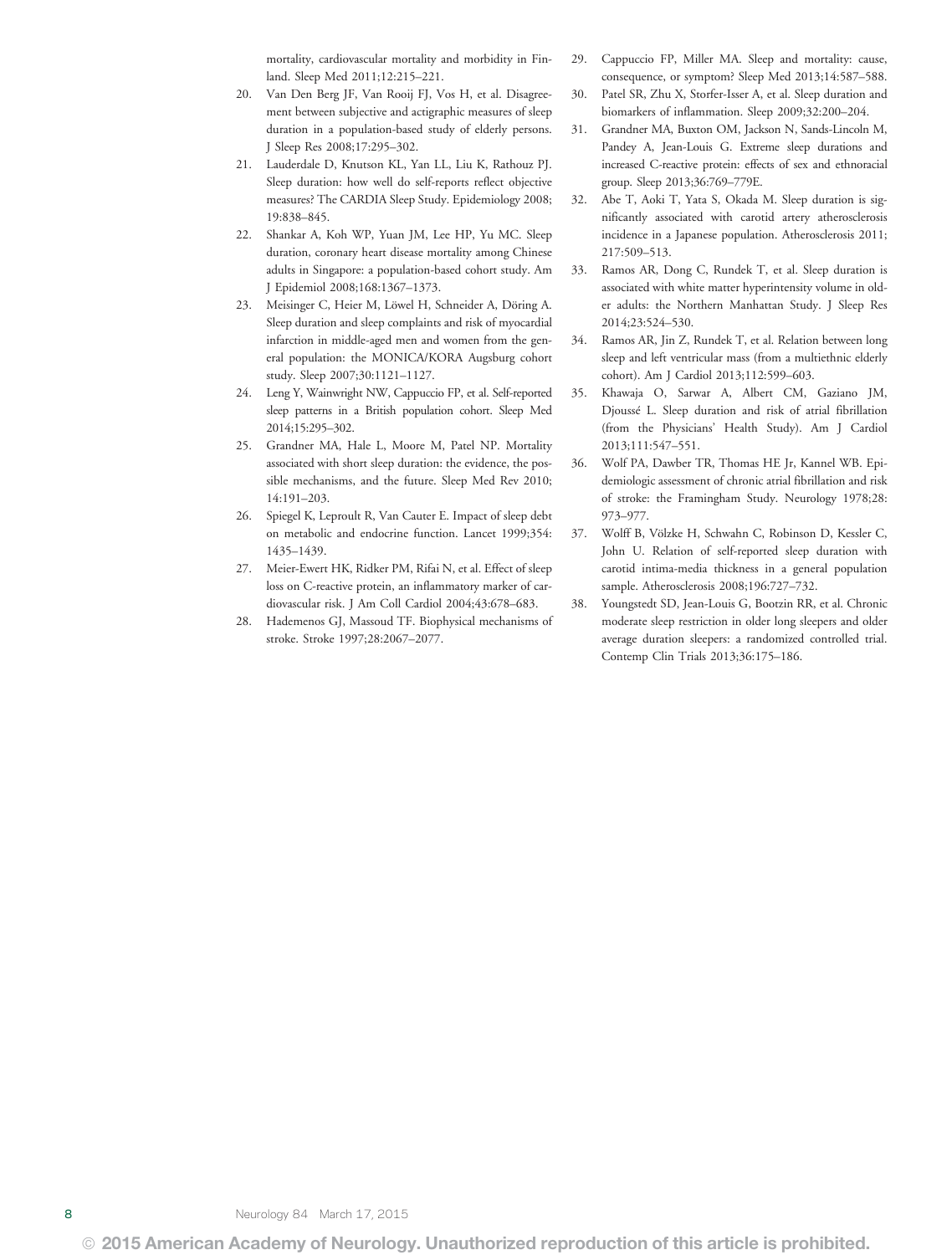mortality, cardiovascular mortality and morbidity in Finland. Sleep Med 2011;12:215–221.

20. Van Den Berg JF, Van Rooij FJ, Vos H, et al. Disagreement between subjective and actigraphic measures of sleep duration in a population-based study of elderly persons. J Sleep Res 2008;17:295–302.
21. Lauderdale D, Knutson KL, Yan LL, Liu K, Rathouz PJ. Sleep duration: how well do self-reports reflect objective measures? The CARDIA Sleep Study. Epidemiology 2008; 19:838–845.
22. Shankar A, Koh WP, Yuan JM, Lee HP, Yu MC. Sleep duration, coronary heart disease mortality among Chinese adults in Singapore: a population-based cohort study. Am J Epidemiol 2008;168:1367–1373.
23. Meisinger C, Heier M, Löwel H, Schneider A, Döring A. Sleep duration and sleep complaints and risk of myocardial infarction in middle-aged men and women from the general population: the MONICA/KORA Augsburg cohort study. Sleep 2007;30:1121–1127.
24. Leng Y, Wainwright NW, Cappuccio FP, et al. Self-reported sleep patterns in a British population cohort. Sleep Med 2014;15:295–302.
25. Grandner MA, Hale L, Moore M, Patel NP. Mortality associated with short sleep duration: the evidence, the possible mechanisms, and the future. Sleep Med Rev 2010; 14:191–203.
26. Spiegel K, Leproult R, Van Cauter E. Impact of sleep debt on metabolic and endocrine function. Lancet 1999;354: 1435–1439.
27. Meier-Ewert HK, Ridker PM, Rifai N, et al. Effect of sleep loss on C-reactive protein, an inflammatory marker of cardiovascular risk. J Am Coll Cardiol 2004;43:678–683.
28. Hademenos GJ, Massoud TF. Biophysical mechanisms of stroke. Stroke 1997;28:2067–2077.
29. Cappuccio FP, Miller MA. Sleep and mortality: cause, consequence, or symptom? Sleep Med 2013;14:587–588.
30. Patel SR, Zhu X, Storfer-Isser A, et al. Sleep duration and biomarkers of inflammation. Sleep 2009;32:200–204.
31. Grandner MA, Buxton OM, Jackson N, Sands-Lincoln M, Pandey A, Jean-Louis G. Extreme sleep durations and increased C-reactive protein: effects of sex and ethnoracial group. Sleep 2013;36:769–779E.
32. Abe T, Aoki T, Yata S, Okada M. Sleep duration is significantly associated with carotid artery atherosclerosis incidence in a Japanese population. Atherosclerosis 2011; 217:509–513.
33. Ramos AR, Dong C, Rundek T, et al. Sleep duration is associated with white matter hyperintensity volume in older adults: the Northern Manhattan Study. J Sleep Res 2014;23:524–530.
34. Ramos AR, Jin Z, Rundek T, et al. Relation between long sleep and left ventricular mass (from a multiethnic elderly cohort). Am J Cardiol 2013;112:599–603.
35. Khawaja O, Sarwar A, Albert CM, Gaziano JM, Djoussé L. Sleep duration and risk of atrial fibrillation (from the Physicians' Health Study). Am J Cardiol 2013;111:547–551.
36. Wolf PA, Dawber TR, Thomas HE Jr, Kannel WB. Epidemiologic assessment of chronic atrial fibrillation and risk of stroke: the Framingham Study. Neurology 1978;28: 973–977.
37. Wolff B, Völzke H, Schwahn C, Robinson D, Kessler C, John U. Relation of self-reported sleep duration with carotid intima-media thickness in a general population sample. Atherosclerosis 2008;196:727–732.
38. Youngstedt SD, Jean-Louis G, Bootzin RR, et al. Chronic moderate sleep restriction in older long sleepers and older average duration sleepers: a randomized controlled trial. Contemp Clin Trials 2013;36:175–186.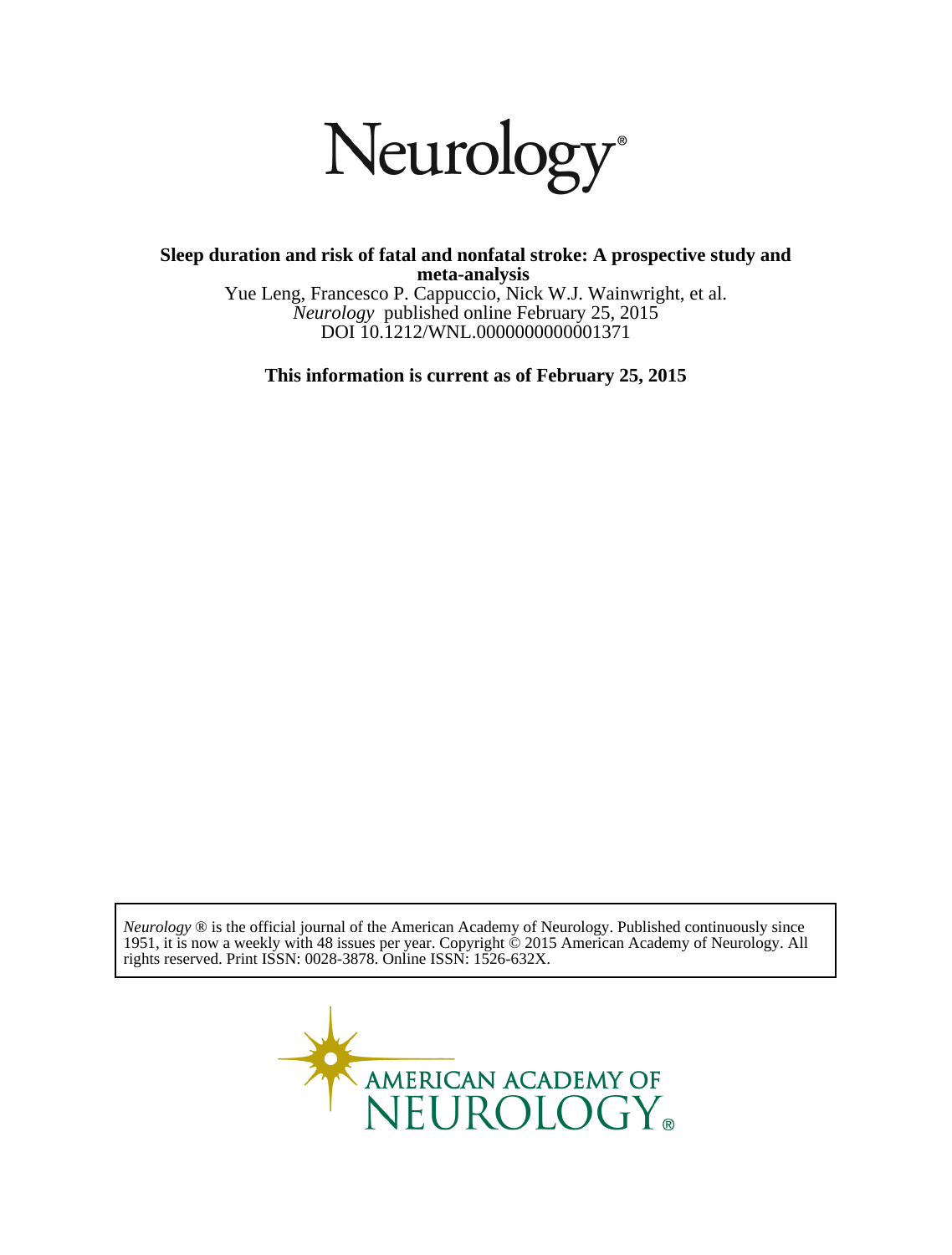# Neurology®

**Sleep duration and risk of fatal and nonfatal stroke: A prospective study and meta-analysis**

Yue Leng, Francesco P. Cappuccio, Nick W.J. Wainwright, et al.

*Neurology* published online February 25, 2015

DOI 10.1212/WNL.0000000000001371

**This information is current as of February 25, 2015**

*Neurology* ® is the official journal of the American Academy of Neurology. Published continuously since 1951, it is now a weekly with 48 issues per year. Copyright © 2015 American Academy of Neurology. All rights reserved. Print ISSN: 0028-3878. Online ISSN: 1526-632X.

AMERICAN ACADEMY OF NEUROLOGY®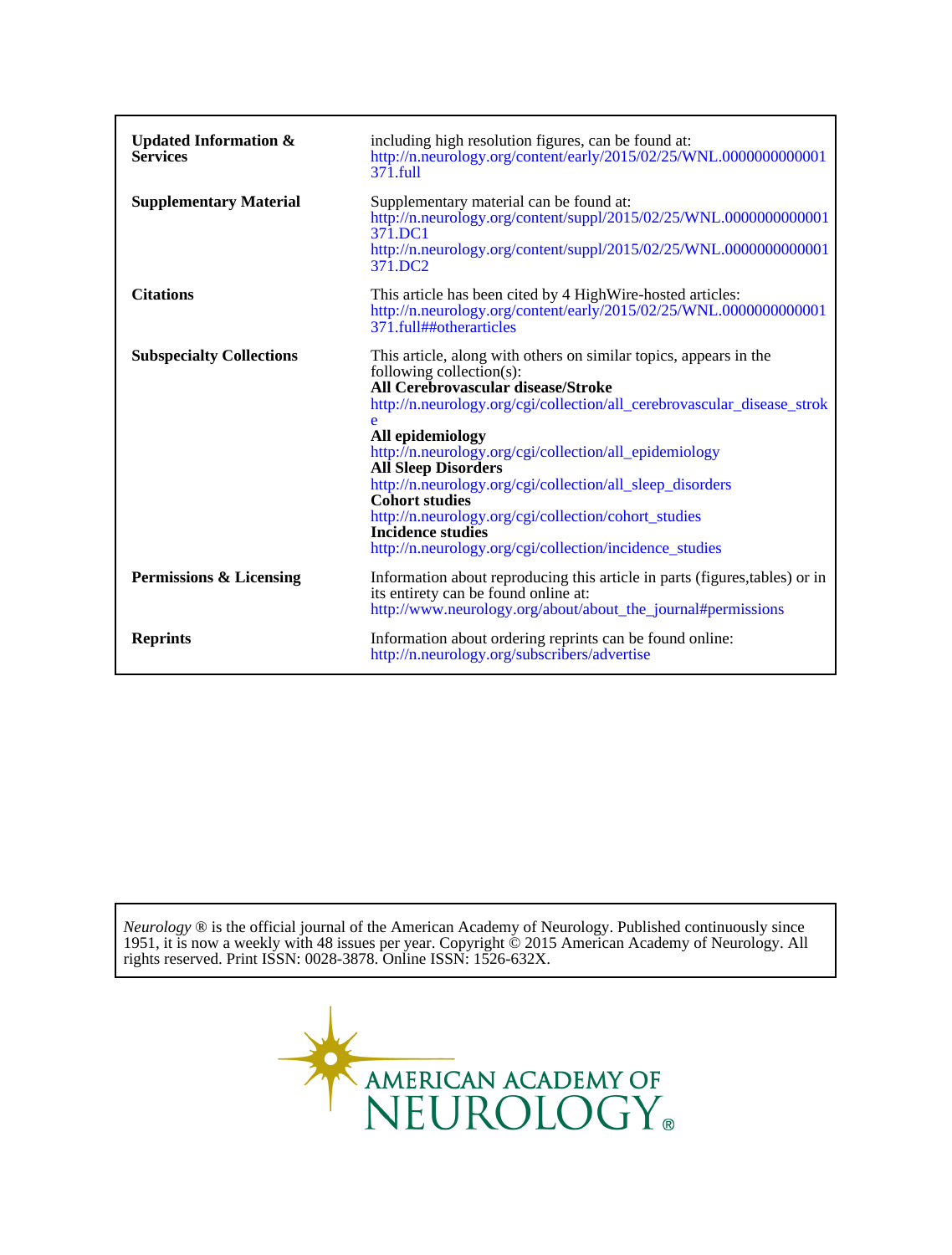| | |
|---|---|
| **Updated Information & Services** | including high resolution figures, can be found at: http://n.neurology.org/content/early/2015/02/25/WNL.0000000000001371.full |
| **Supplementary Material** | Supplementary material can be found at: http://n.neurology.org/content/suppl/2015/02/25/WNL.0000000000001371.DC1 http://n.neurology.org/content/suppl/2015/02/25/WNL.0000000000001371.DC2 |
| **Citations** | This article has been cited by 4 HighWire-hosted articles: http://n.neurology.org/content/early/2015/02/25/WNL.0000000000001371.full##otherarticles |
| **Subspecialty Collections** | This article, along with others on similar topics, appears in the following collection(s): **All Cerebrovascular disease/Stroke** http://n.neurology.org/cgi/collection/all_cerebrovascular_disease_stroke **All epidemiology** http://n.neurology.org/cgi/collection/all_epidemiology **All Sleep Disorders** http://n.neurology.org/cgi/collection/all_sleep_disorders **Cohort studies** http://n.neurology.org/cgi/collection/cohort_studies **Incidence studies** http://n.neurology.org/cgi/collection/incidence_studies |
| **Permissions & Licensing** | Information about reproducing this article in parts (figures,tables) or in its entirety can be found online at: http://www.neurology.org/about/about_the_journal#permissions |
| **Reprints** | Information about ordering reprints can be found online: http://n.neurology.org/subscribers/advertise |

*Neurology* ® is the official journal of the American Academy of Neurology. Published continuously since 1951, it is now a weekly with 48 issues per year. Copyright © 2015 American Academy of Neurology. All rights reserved. Print ISSN: 0028-3878. Online ISSN: 1526-632X.

AMERICAN ACADEMY OF NEUROLOGY®